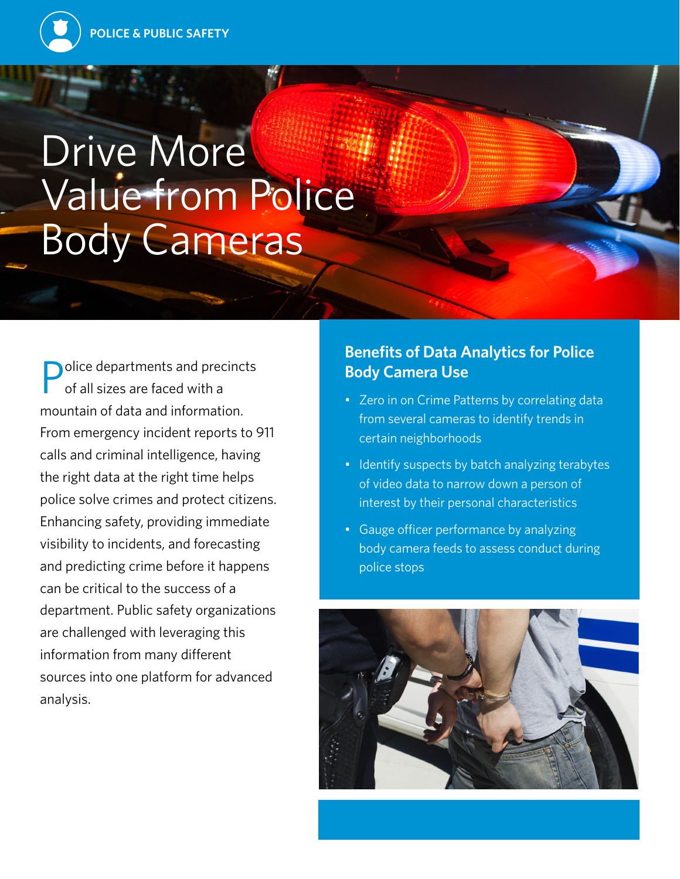POLICE & PUBLIC SAFETY

# Drive More Value from Police Body Cameras

Police departments and precincts of all sizes are faced with a mountain of data and information. From emergency incident reports to 911 calls and criminal intelligence, having the right data at the right time helps police solve crimes and protect citizens. Enhancing safety, providing immediate visibility to incidents, and forecasting and predicting crime before it happens can be critical to the success of a department. Public safety organizations are challenged with leveraging this information from many different sources into one platform for advanced analysis.

## Benefits of Data Analytics for Police Body Camera Use

- Zero in on Crime Patterns by correlating data from several cameras to identify trends in certain neighborhoods
- Identify suspects by batch analyzing terabytes of video data to narrow down a person of interest by their personal characteristics
- Gauge officer performance by analyzing body camera feeds to assess conduct during police stops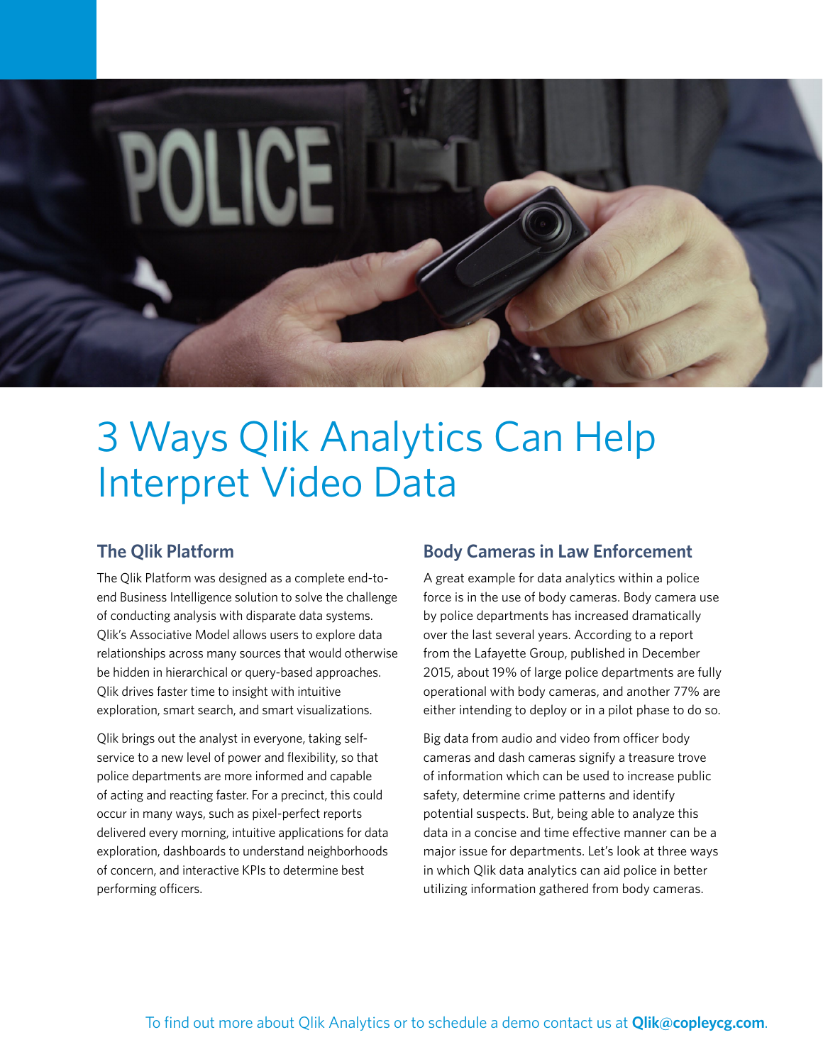# 3 Ways Qlik Analytics Can Help Interpret Video Data

## The Qlik Platform

The Qlik Platform was designed as a complete end-to-end Business Intelligence solution to solve the challenge of conducting analysis with disparate data systems. Qlik's Associative Model allows users to explore data relationships across many sources that would otherwise be hidden in hierarchical or query-based approaches. Qlik drives faster time to insight with intuitive exploration, smart search, and smart visualizations.

Qlik brings out the analyst in everyone, taking self-service to a new level of power and flexibility, so that police departments are more informed and capable of acting and reacting faster. For a precinct, this could occur in many ways, such as pixel-perfect reports delivered every morning, intuitive applications for data exploration, dashboards to understand neighborhoods of concern, and interactive KPIs to determine best performing officers.

## Body Cameras in Law Enforcement

A great example for data analytics within a police force is in the use of body cameras. Body camera use by police departments has increased dramatically over the last several years. According to a report from the Lafayette Group, published in December 2015, about 19% of large police departments are fully operational with body cameras, and another 77% are either intending to deploy or in a pilot phase to do so.

Big data from audio and video from officer body cameras and dash cameras signify a treasure trove of information which can be used to increase public safety, determine crime patterns and identify potential suspects. But, being able to analyze this data in a concise and time effective manner can be a major issue for departments. Let's look at three ways in which Qlik data analytics can aid police in better utilizing information gathered from body cameras.

To find out more about Qlik Analytics or to schedule a demo contact us at **Qlik@copleycg.com**.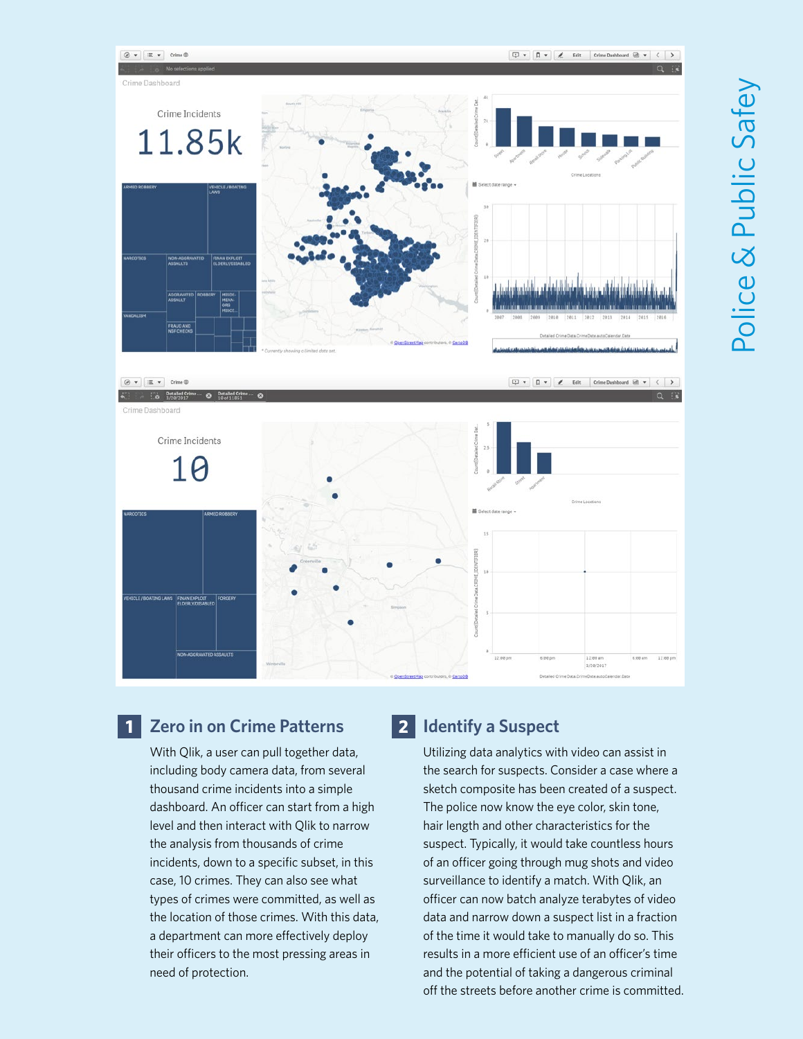## 1 Zero in on Crime Patterns

With Qlik, a user can pull together data, including body camera data, from several thousand crime incidents into a simple dashboard. An officer can start from a high level and then interact with Qlik to narrow the analysis from thousands of crime incidents, down to a specific subset, in this case, 10 crimes. They can also see what types of crimes were committed, as well as the location of those crimes. With this data, a department can more effectively deploy their officers to the most pressing areas in need of protection.

## 2 Identify a Suspect

Utilizing data analytics with video can assist in the search for suspects. Consider a case where a sketch composite has been created of a suspect. The police now know the eye color, skin tone, hair length and other characteristics for the suspect. Typically, it would take countless hours of an officer going through mug shots and video surveillance to identify a match. With Qlik, an officer can now batch analyze terabytes of video data and narrow down a suspect list in a fraction of the time it would take to manually do so. This results in a more efficient use of an officer's time and the potential of taking a dangerous criminal off the streets before another crime is committed.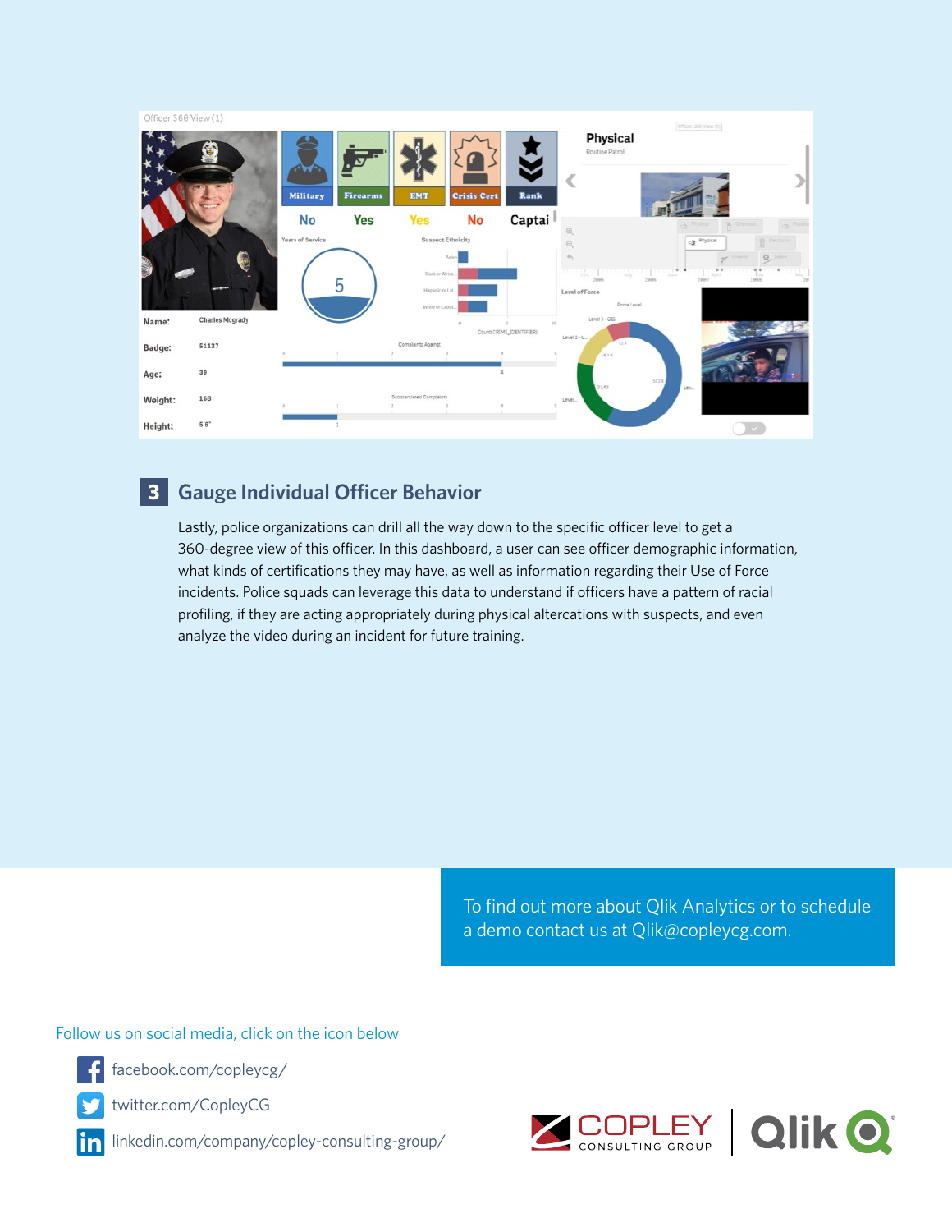## 3 Gauge Individual Officer Behavior

Lastly, police organizations can drill all the way down to the specific officer level to get a 360-degree view of this officer. In this dashboard, a user can see officer demographic information, what kinds of certifications they may have, as well as information regarding their Use of Force incidents. Police squads can leverage this data to understand if officers have a pattern of racial profiling, if they are acting appropriately during physical altercations with suspects, and even analyze the video during an incident for future training.

To find out more about Qlik Analytics or to schedule a demo contact us at Qlik@copleycg.com.

Follow us on social media, click on the icon below

facebook.com/copleycg/

twitter.com/CopleyCG

linkedin.com/company/copley-consulting-group/